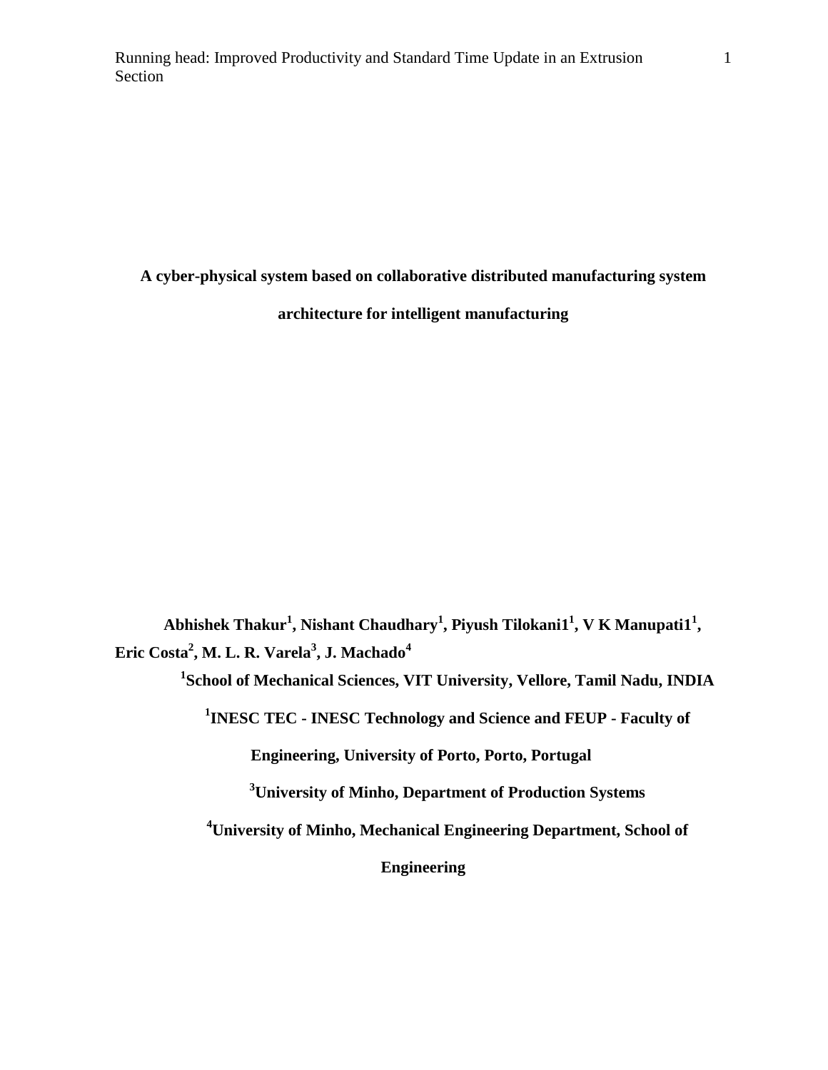# A cyber-physical system based on collaborative distributed manufacturing system architecture for intelligent manufacturing

**Abhishek Thakur[1], Nishant Chaudhary[1], Piyush Tilokani1[1], V K Manupati1[1], Eric Costa[2], M. L. R. Varela[3], J. Machado[4]**

**[1]School of Mechanical Sciences, VIT University, Vellore, Tamil Nadu, INDIA**

**[1]INESC TEC - INESC Technology and Science and FEUP - Faculty of Engineering, University of Porto, Porto, Portugal**

**[3]University of Minho, Department of Production Systems**

**[4]University of Minho, Mechanical Engineering Department, School of Engineering**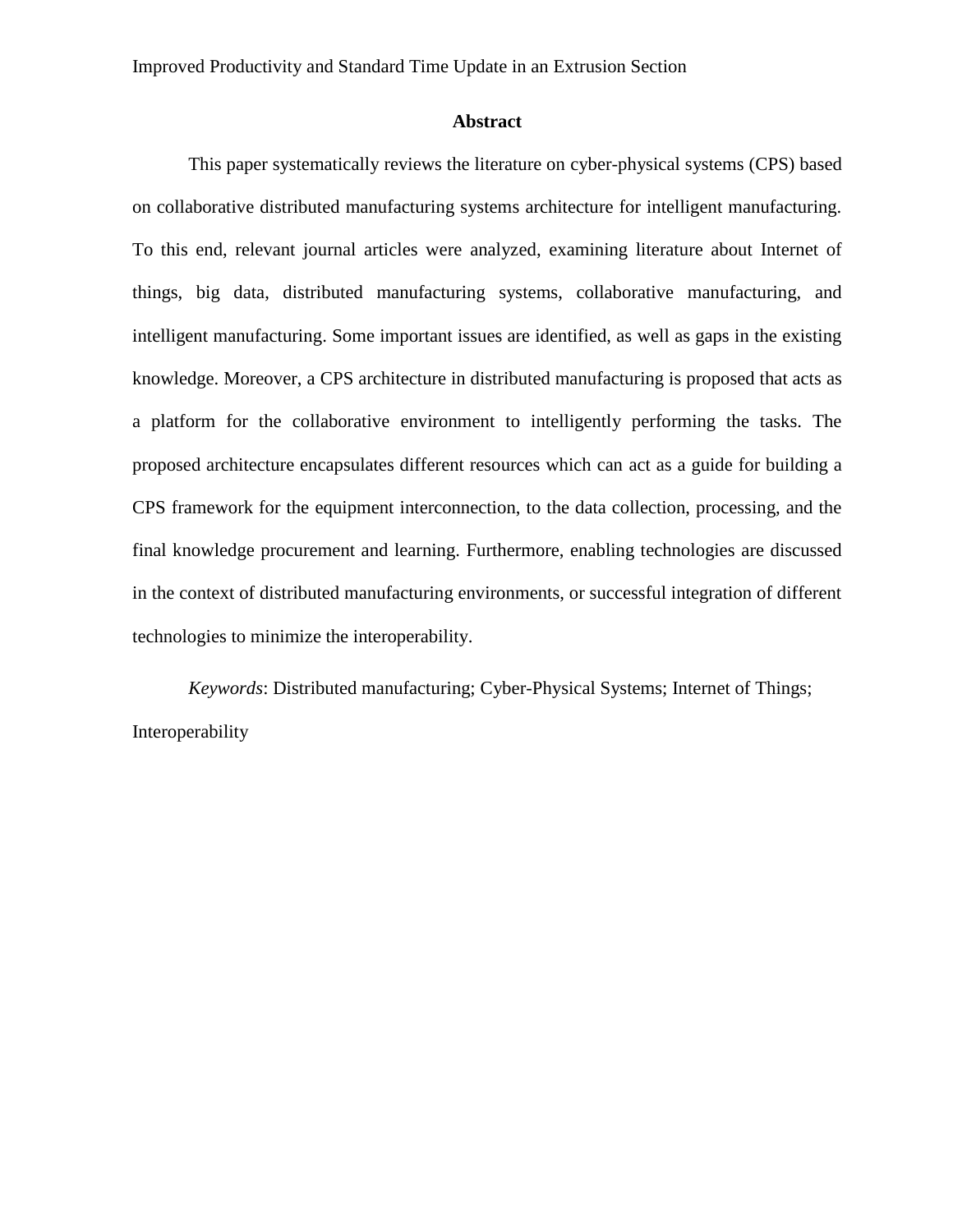## Abstract

This paper systematically reviews the literature on cyber-physical systems (CPS) based on collaborative distributed manufacturing systems architecture for intelligent manufacturing. To this end, relevant journal articles were analyzed, examining literature about Internet of things, big data, distributed manufacturing systems, collaborative manufacturing, and intelligent manufacturing. Some important issues are identified, as well as gaps in the existing knowledge. Moreover, a CPS architecture in distributed manufacturing is proposed that acts as a platform for the collaborative environment to intelligently performing the tasks. The proposed architecture encapsulates different resources which can act as a guide for building a CPS framework for the equipment interconnection, to the data collection, processing, and the final knowledge procurement and learning. Furthermore, enabling technologies are discussed in the context of distributed manufacturing environments, or successful integration of different technologies to minimize the interoperability.

*Keywords*: Distributed manufacturing; Cyber-Physical Systems; Internet of Things; Interoperability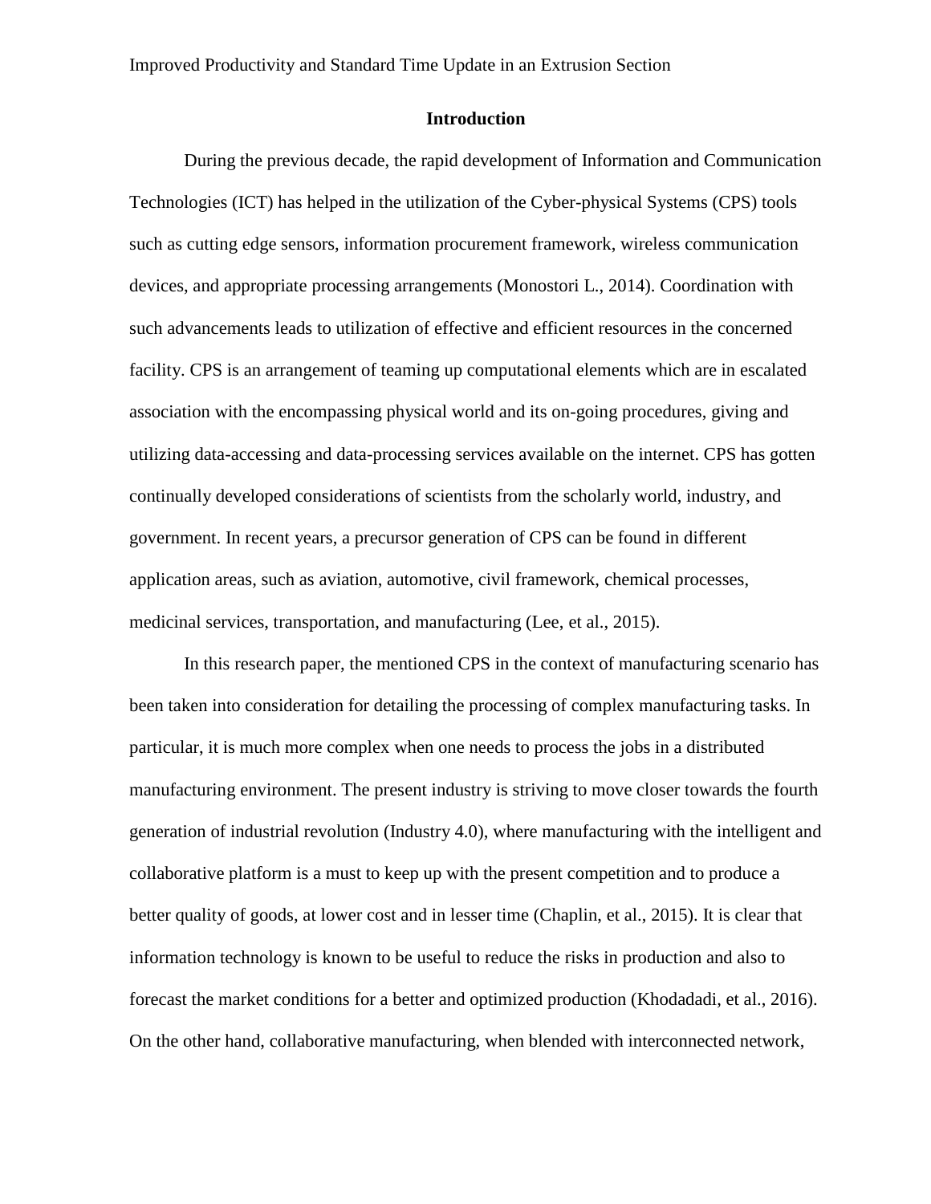## Introduction

During the previous decade, the rapid development of Information and Communication Technologies (ICT) has helped in the utilization of the Cyber-physical Systems (CPS) tools such as cutting edge sensors, information procurement framework, wireless communication devices, and appropriate processing arrangements (Monostori L., 2014). Coordination with such advancements leads to utilization of effective and efficient resources in the concerned facility. CPS is an arrangement of teaming up computational elements which are in escalated association with the encompassing physical world and its on-going procedures, giving and utilizing data-accessing and data-processing services available on the internet. CPS has gotten continually developed considerations of scientists from the scholarly world, industry, and government. In recent years, a precursor generation of CPS can be found in different application areas, such as aviation, automotive, civil framework, chemical processes, medicinal services, transportation, and manufacturing (Lee, et al., 2015).

In this research paper, the mentioned CPS in the context of manufacturing scenario has been taken into consideration for detailing the processing of complex manufacturing tasks. In particular, it is much more complex when one needs to process the jobs in a distributed manufacturing environment. The present industry is striving to move closer towards the fourth generation of industrial revolution (Industry 4.0), where manufacturing with the intelligent and collaborative platform is a must to keep up with the present competition and to produce a better quality of goods, at lower cost and in lesser time (Chaplin, et al., 2015). It is clear that information technology is known to be useful to reduce the risks in production and also to forecast the market conditions for a better and optimized production (Khodadadi, et al., 2016). On the other hand, collaborative manufacturing, when blended with interconnected network,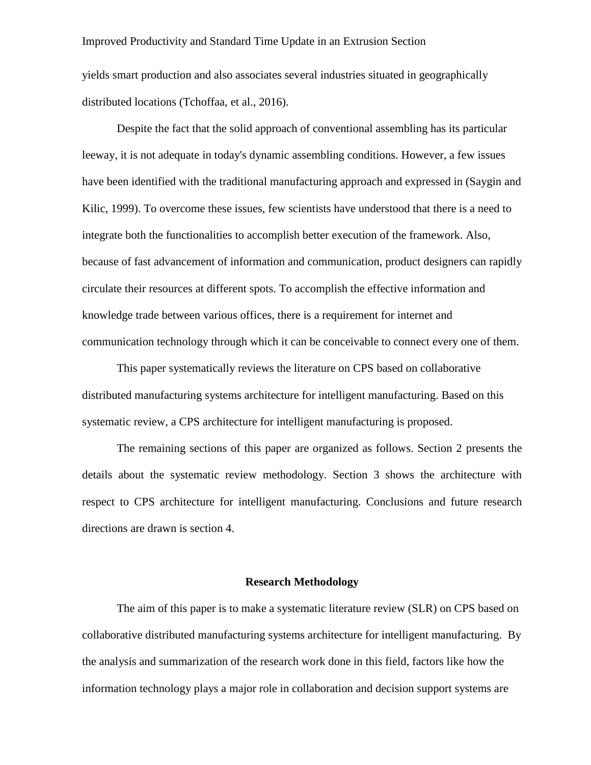yields smart production and also associates several industries situated in geographically distributed locations (Tchoffaa, et al., 2016).

Despite the fact that the solid approach of conventional assembling has its particular leeway, it is not adequate in today's dynamic assembling conditions. However, a few issues have been identified with the traditional manufacturing approach and expressed in (Saygin and Kilic, 1999). To overcome these issues, few scientists have understood that there is a need to integrate both the functionalities to accomplish better execution of the framework. Also, because of fast advancement of information and communication, product designers can rapidly circulate their resources at different spots. To accomplish the effective information and knowledge trade between various offices, there is a requirement for internet and communication technology through which it can be conceivable to connect every one of them.

This paper systematically reviews the literature on CPS based on collaborative distributed manufacturing systems architecture for intelligent manufacturing. Based on this systematic review, a CPS architecture for intelligent manufacturing is proposed.

The remaining sections of this paper are organized as follows. Section 2 presents the details about the systematic review methodology. Section 3 shows the architecture with respect to CPS architecture for intelligent manufacturing. Conclusions and future research directions are drawn is section 4.

## Research Methodology

The aim of this paper is to make a systematic literature review (SLR) on CPS based on collaborative distributed manufacturing systems architecture for intelligent manufacturing. By the analysis and summarization of the research work done in this field, factors like how the information technology plays a major role in collaboration and decision support systems are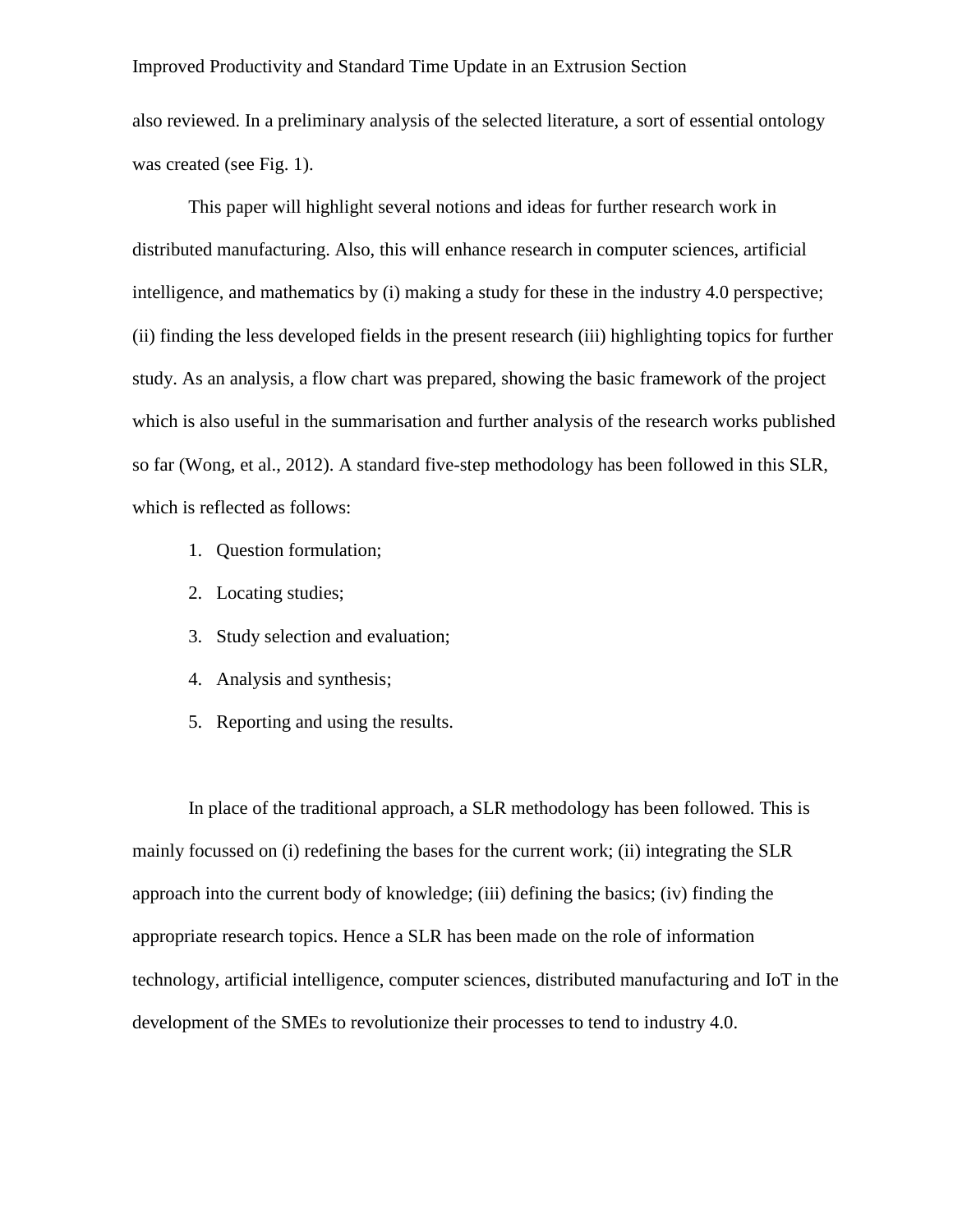also reviewed. In a preliminary analysis of the selected literature, a sort of essential ontology was created (see Fig. 1).

This paper will highlight several notions and ideas for further research work in distributed manufacturing. Also, this will enhance research in computer sciences, artificial intelligence, and mathematics by (i) making a study for these in the industry 4.0 perspective; (ii) finding the less developed fields in the present research (iii) highlighting topics for further study. As an analysis, a flow chart was prepared, showing the basic framework of the project which is also useful in the summarisation and further analysis of the research works published so far (Wong, et al., 2012). A standard five-step methodology has been followed in this SLR, which is reflected as follows:

1. Question formulation;
2. Locating studies;
3. Study selection and evaluation;
4. Analysis and synthesis;
5. Reporting and using the results.

In place of the traditional approach, a SLR methodology has been followed. This is mainly focussed on (i) redefining the bases for the current work; (ii) integrating the SLR approach into the current body of knowledge; (iii) defining the basics; (iv) finding the appropriate research topics. Hence a SLR has been made on the role of information technology, artificial intelligence, computer sciences, distributed manufacturing and IoT in the development of the SMEs to revolutionize their processes to tend to industry 4.0.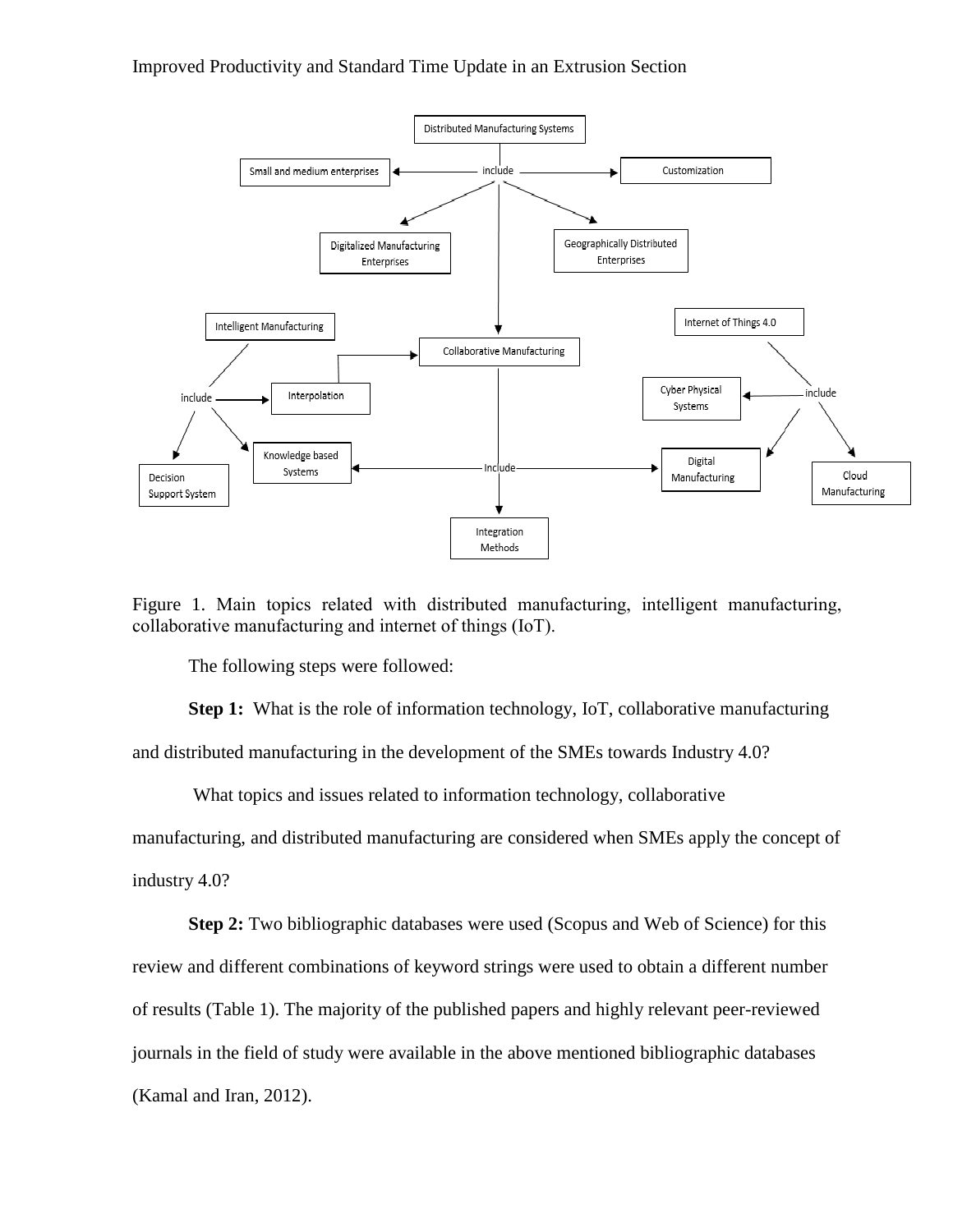Figure 1. Main topics related with distributed manufacturing, intelligent manufacturing, collaborative manufacturing and internet of things (IoT).

The following steps were followed:

**Step 1:** What is the role of information technology, IoT, collaborative manufacturing and distributed manufacturing in the development of the SMEs towards Industry 4.0?

What topics and issues related to information technology, collaborative manufacturing, and distributed manufacturing are considered when SMEs apply the concept of industry 4.0?

**Step 2:** Two bibliographic databases were used (Scopus and Web of Science) for this review and different combinations of keyword strings were used to obtain a different number of results (Table 1). The majority of the published papers and highly relevant peer-reviewed journals in the field of study were available in the above mentioned bibliographic databases (Kamal and Iran, 2012).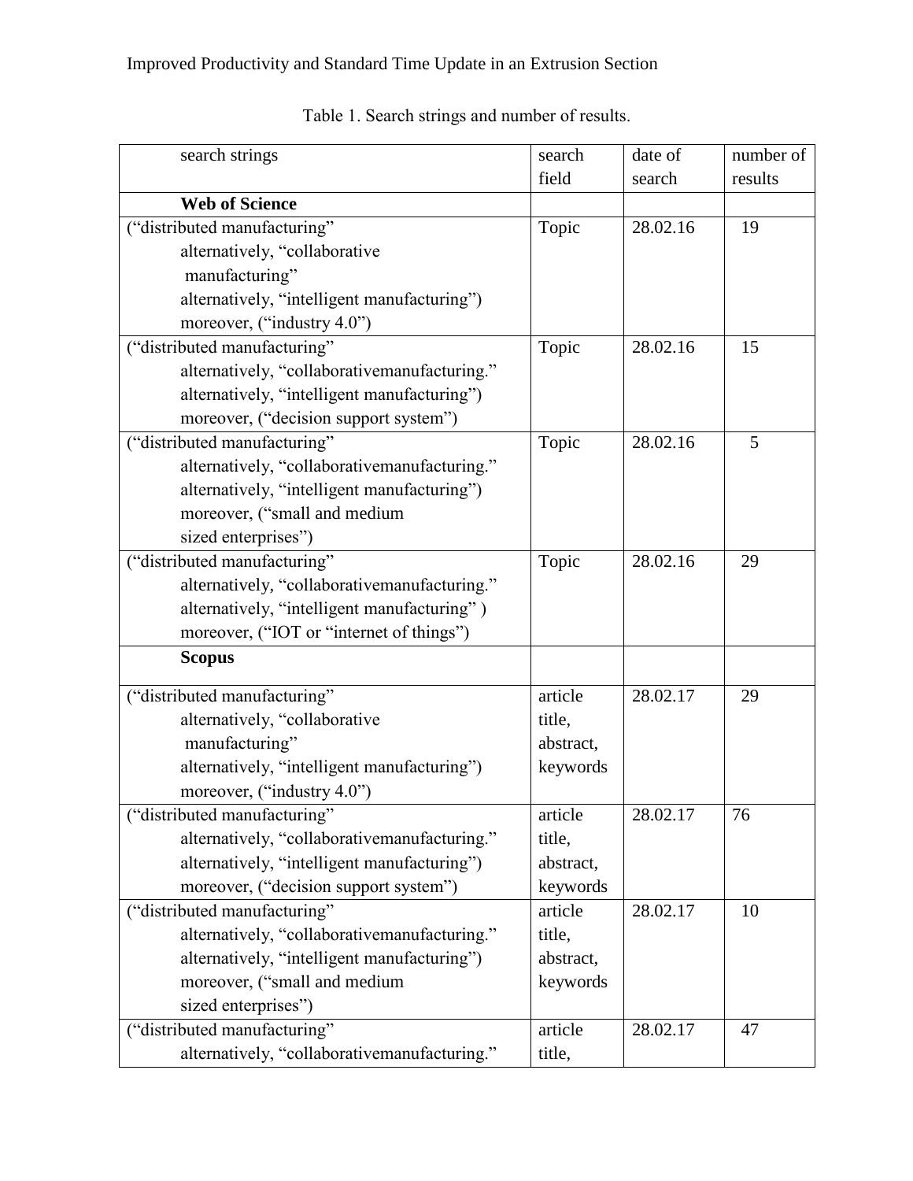Table 1. Search strings and number of results.

| search strings | search field | date of search | number of results |
|---|---|---|---|
| **Web of Science** | | | |
| (“distributed manufacturing” alternatively, “collaborative manufacturing” alternatively, “intelligent manufacturing”) moreover, (“industry 4.0”) | Topic | 28.02.16 | 19 |
| (“distributed manufacturing” alternatively, “collaborativemanufacturing.” alternatively, “intelligent manufacturing”) moreover, (“decision support system”) | Topic | 28.02.16 | 15 |
| (“distributed manufacturing” alternatively, “collaborativemanufacturing.” alternatively, “intelligent manufacturing”) moreover, (“small and medium sized enterprises”) | Topic | 28.02.16 | 5 |
| (“distributed manufacturing” alternatively, “collaborativemanufacturing.” alternatively, “intelligent manufacturing” ) moreover, (“IOT or “internet of things”) | Topic | 28.02.16 | 29 |
| **Scopus** | | | |
| (“distributed manufacturing” alternatively, “collaborative manufacturing” alternatively, “intelligent manufacturing”) moreover, (“industry 4.0”) | article title, abstract, keywords | 28.02.17 | 29 |
| (“distributed manufacturing” alternatively, “collaborativemanufacturing.” alternatively, “intelligent manufacturing”) moreover, (“decision support system”) | article title, abstract, keywords | 28.02.17 | 76 |
| (“distributed manufacturing” alternatively, “collaborativemanufacturing.” alternatively, “intelligent manufacturing”) moreover, (“small and medium sized enterprises”) | article title, abstract, keywords | 28.02.17 | 10 |
| (“distributed manufacturing” alternatively, “collaborativemanufacturing.” | article title, | 28.02.17 | 47 |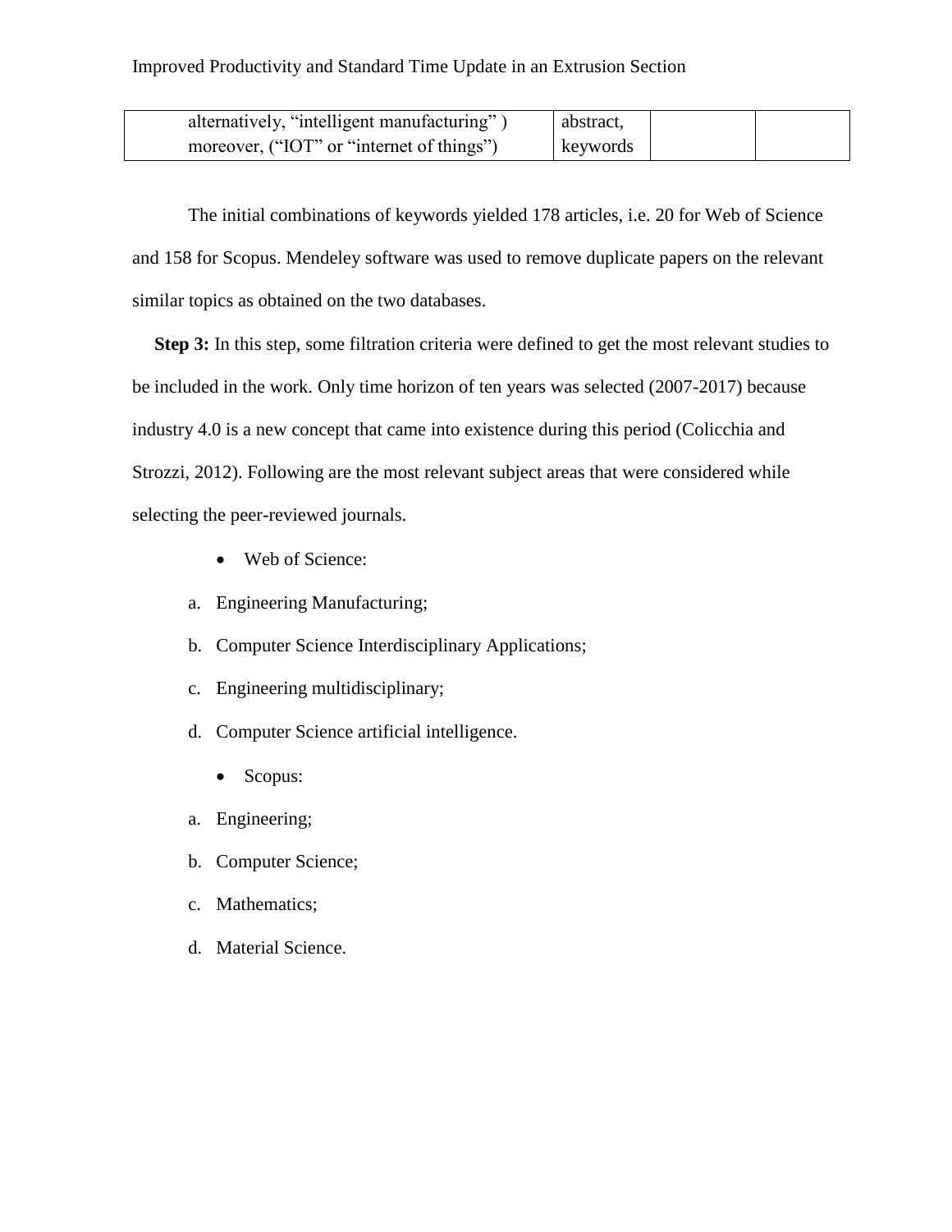| alternatively, “intelligent manufacturing” ) moreover, (“IOT” or “internet of things”) | abstract, keywords | | |
|---|---|---|---|

The initial combinations of keywords yielded 178 articles, i.e. 20 for Web of Science and 158 for Scopus. Mendeley software was used to remove duplicate papers on the relevant similar topics as obtained on the two databases.

**Step 3:** In this step, some filtration criteria were defined to get the most relevant studies to be included in the work. Only time horizon of ten years was selected (2007-2017) because industry 4.0 is a new concept that came into existence during this period (Colicchia and Strozzi, 2012). Following are the most relevant subject areas that were considered while selecting the peer-reviewed journals.

- Web of Science:

a. Engineering Manufacturing;

b. Computer Science Interdisciplinary Applications;

c. Engineering multidisciplinary;

d. Computer Science artificial intelligence.

- Scopus:

a. Engineering;

b. Computer Science;

c. Mathematics;

d. Material Science.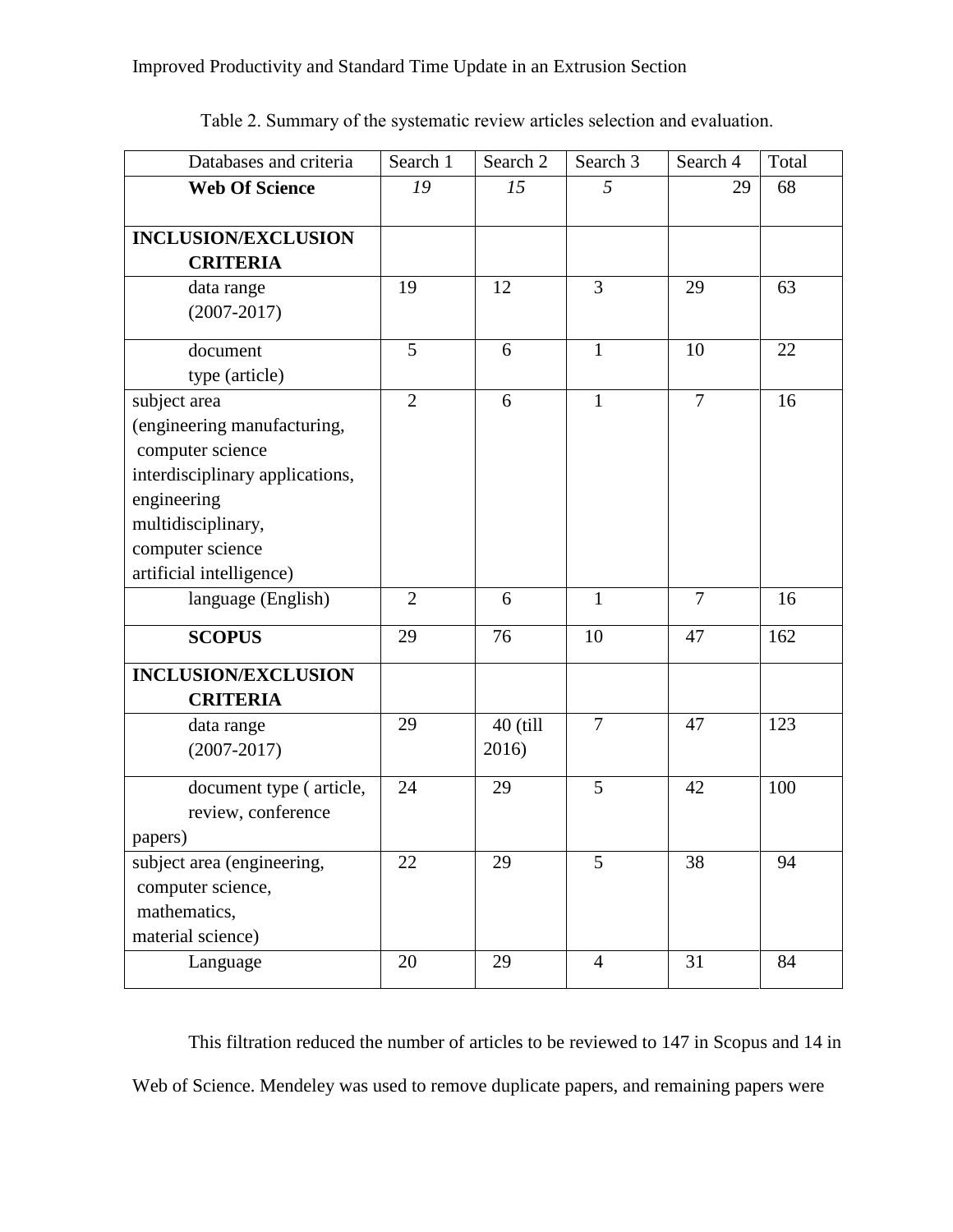Table 2. Summary of the systematic review articles selection and evaluation.

| Databases and criteria | Search 1 | Search 2 | Search 3 | Search 4 | Total |
|---|---|---|---|---|---|
| **Web Of Science** | *19* | *15* | *5* | 29 | 68 |
| **INCLUSION/EXCLUSION CRITERIA** | | | | | |
| data range (2007-2017) | 19 | 12 | 3 | 29 | 63 |
| document type (article) | 5 | 6 | 1 | 10 | 22 |
| subject area (engineering manufacturing, computer science interdisciplinary applications, engineering multidisciplinary, computer science artificial intelligence) | 2 | 6 | 1 | 7 | 16 |
| language (English) | 2 | 6 | 1 | 7 | 16 |
| **SCOPUS** | 29 | 76 | 10 | 47 | 162 |
| **INCLUSION/EXCLUSION CRITERIA** | | | | | |
| data range (2007-2017) | 29 | 40 (till 2016) | 7 | 47 | 123 |
| document type ( article, review, conference papers) | 24 | 29 | 5 | 42 | 100 |
| subject area (engineering, computer science, mathematics, material science) | 22 | 29 | 5 | 38 | 94 |
| Language | 20 | 29 | 4 | 31 | 84 |

This filtration reduced the number of articles to be reviewed to 147 in Scopus and 14 in Web of Science. Mendeley was used to remove duplicate papers, and remaining papers were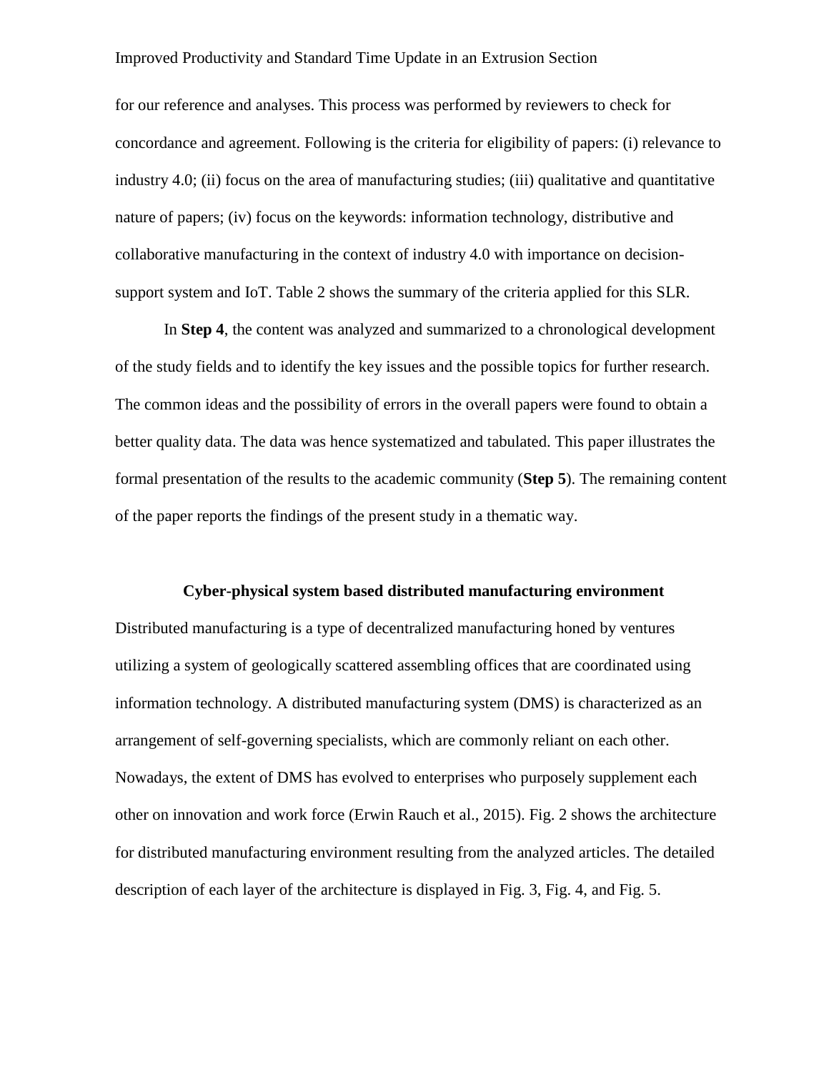for our reference and analyses. This process was performed by reviewers to check for concordance and agreement. Following is the criteria for eligibility of papers: (i) relevance to industry 4.0; (ii) focus on the area of manufacturing studies; (iii) qualitative and quantitative nature of papers; (iv) focus on the keywords: information technology, distributive and collaborative manufacturing in the context of industry 4.0 with importance on decision-support system and IoT. Table 2 shows the summary of the criteria applied for this SLR.

In **Step 4**, the content was analyzed and summarized to a chronological development of the study fields and to identify the key issues and the possible topics for further research. The common ideas and the possibility of errors in the overall papers were found to obtain a better quality data. The data was hence systematized and tabulated. This paper illustrates the formal presentation of the results to the academic community (**Step 5**). The remaining content of the paper reports the findings of the present study in a thematic way.

## Cyber-physical system based distributed manufacturing environment

Distributed manufacturing is a type of decentralized manufacturing honed by ventures utilizing a system of geologically scattered assembling offices that are coordinated using information technology. A distributed manufacturing system (DMS) is characterized as an arrangement of self-governing specialists, which are commonly reliant on each other. Nowadays, the extent of DMS has evolved to enterprises who purposely supplement each other on innovation and work force (Erwin Rauch et al., 2015). Fig. 2 shows the architecture for distributed manufacturing environment resulting from the analyzed articles. The detailed description of each layer of the architecture is displayed in Fig. 3, Fig. 4, and Fig. 5.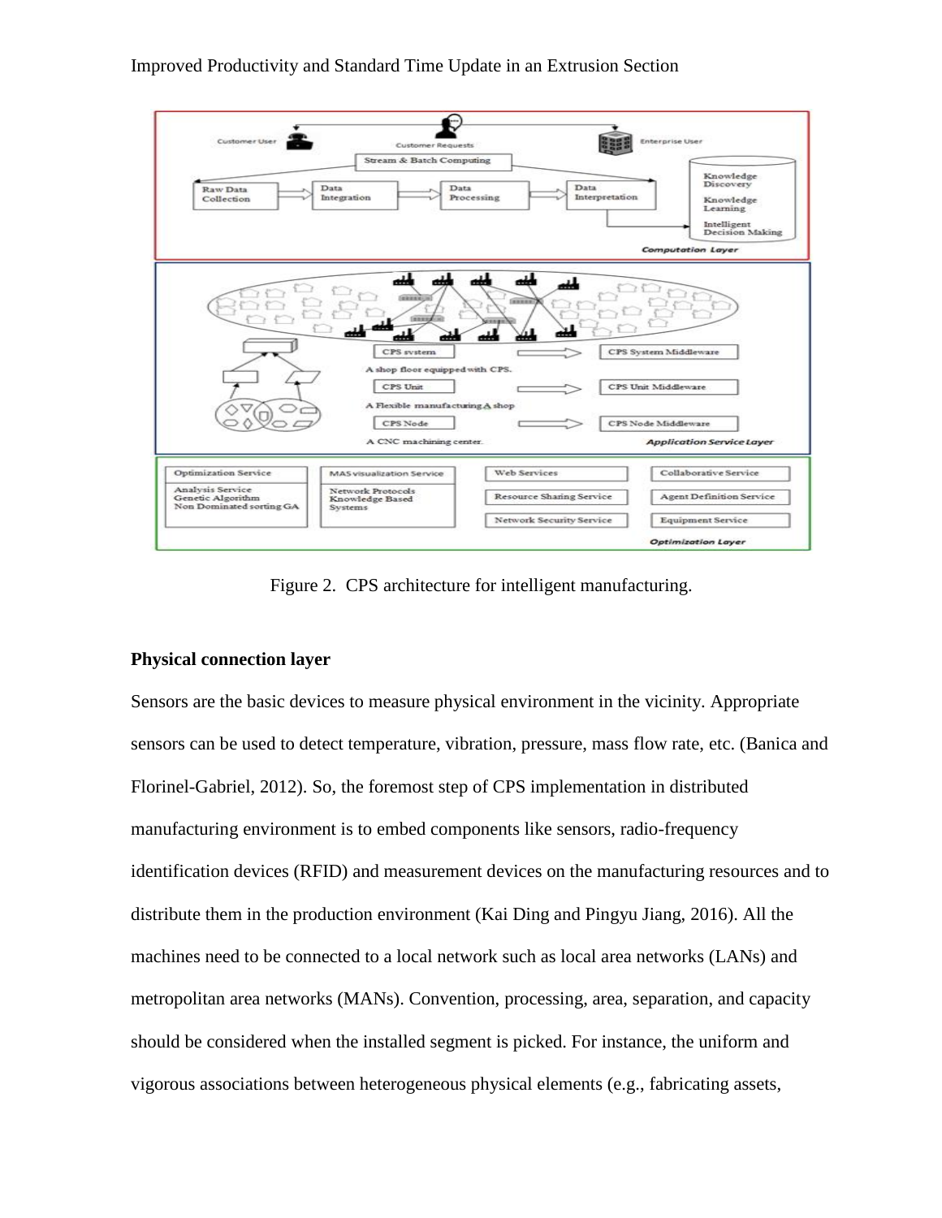Figure 2. CPS architecture for intelligent manufacturing.

**Physical connection layer**

Sensors are the basic devices to measure physical environment in the vicinity. Appropriate sensors can be used to detect temperature, vibration, pressure, mass flow rate, etc. (Banica and Florinel-Gabriel, 2012). So, the foremost step of CPS implementation in distributed manufacturing environment is to embed components like sensors, radio-frequency identification devices (RFID) and measurement devices on the manufacturing resources and to distribute them in the production environment (Kai Ding and Pingyu Jiang, 2016). All the machines need to be connected to a local network such as local area networks (LANs) and metropolitan area networks (MANs). Convention, processing, area, separation, and capacity should be considered when the installed segment is picked. For instance, the uniform and vigorous associations between heterogeneous physical elements (e.g., fabricating assets,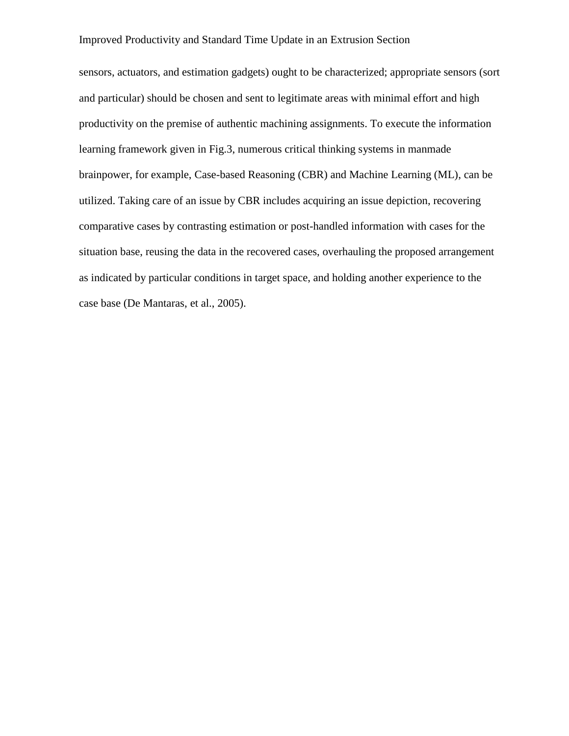sensors, actuators, and estimation gadgets) ought to be characterized; appropriate sensors (sort and particular) should be chosen and sent to legitimate areas with minimal effort and high productivity on the premise of authentic machining assignments. To execute the information learning framework given in Fig.3, numerous critical thinking systems in manmade brainpower, for example, Case-based Reasoning (CBR) and Machine Learning (ML), can be utilized. Taking care of an issue by CBR includes acquiring an issue depiction, recovering comparative cases by contrasting estimation or post-handled information with cases for the situation base, reusing the data in the recovered cases, overhauling the proposed arrangement as indicated by particular conditions in target space, and holding another experience to the case base (De Mantaras, et al., 2005).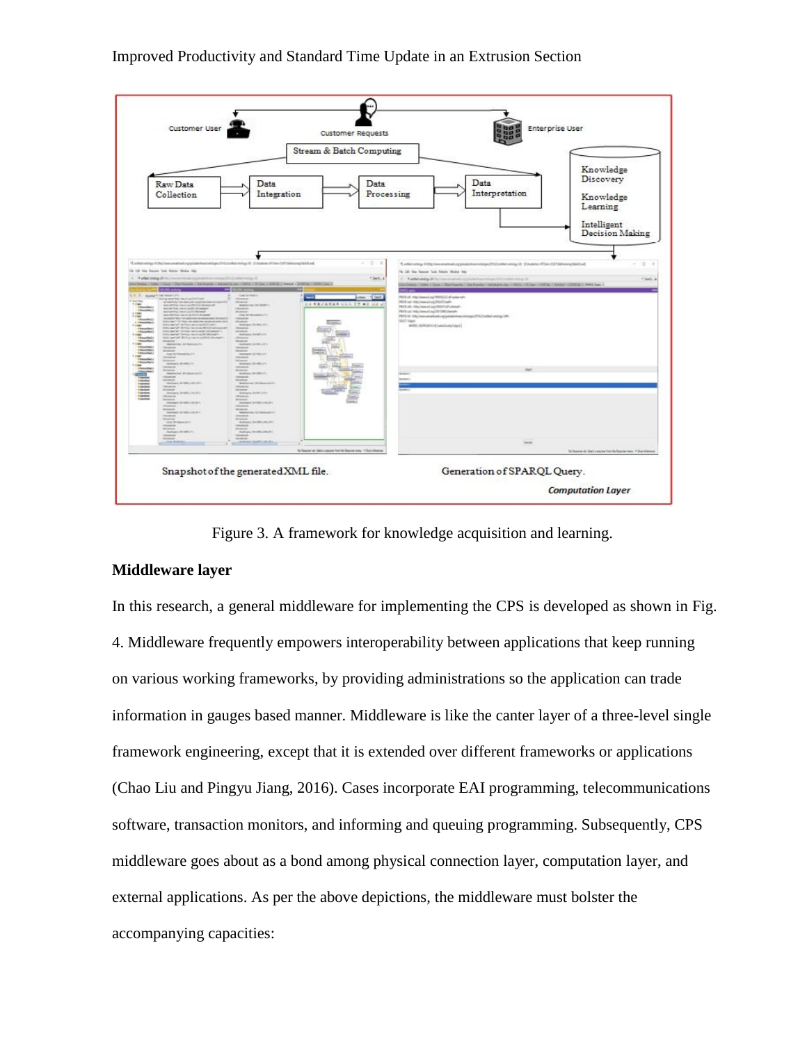Figure 3. A framework for knowledge acquisition and learning.

**Middleware layer**

In this research, a general middleware for implementing the CPS is developed as shown in Fig. 4. Middleware frequently empowers interoperability between applications that keep running on various working frameworks, by providing administrations so the application can trade information in gauges based manner. Middleware is like the canter layer of a three-level single framework engineering, except that it is extended over different frameworks or applications (Chao Liu and Pingyu Jiang, 2016). Cases incorporate EAI programming, telecommunications software, transaction monitors, and informing and queuing programming. Subsequently, CPS middleware goes about as a bond among physical connection layer, computation layer, and external applications. As per the above depictions, the middleware must bolster the accompanying capacities: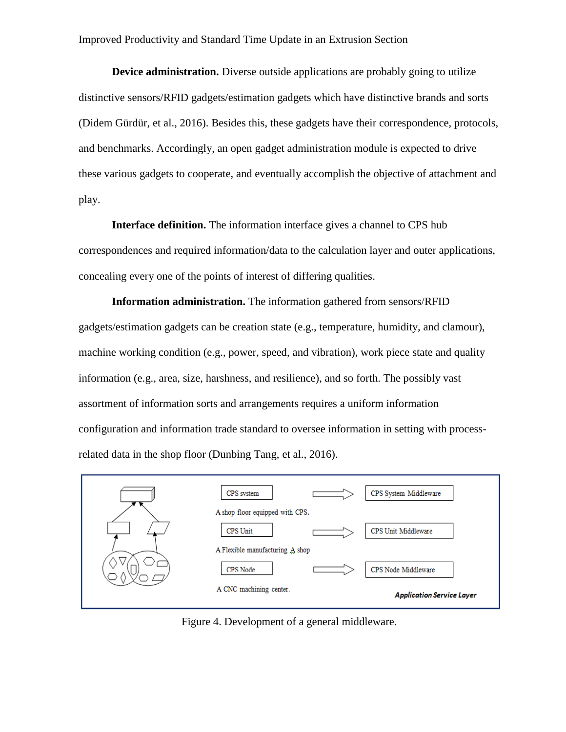**Device administration.** Diverse outside applications are probably going to utilize distinctive sensors/RFID gadgets/estimation gadgets which have distinctive brands and sorts (Didem Gürdür, et al., 2016). Besides this, these gadgets have their correspondence, protocols, and benchmarks. Accordingly, an open gadget administration module is expected to drive these various gadgets to cooperate, and eventually accomplish the objective of attachment and play.

**Interface definition.** The information interface gives a channel to CPS hub correspondences and required information/data to the calculation layer and outer applications, concealing every one of the points of interest of differing qualities.

**Information administration.** The information gathered from sensors/RFID gadgets/estimation gadgets can be creation state (e.g., temperature, humidity, and clamour), machine working condition (e.g., power, speed, and vibration), work piece state and quality information (e.g., area, size, harshness, and resilience), and so forth. The possibly vast assortment of information sorts and arrangements requires a uniform information configuration and information trade standard to oversee information in setting with process-related data in the shop floor (Dunbing Tang, et al., 2016).

CPS system → CPS System Middleware

A shop floor equipped with CPS.

CPS Unit → CPS Unit Middleware

A Flexible manufacturing A shop

CPS Node → CPS Node Middleware

A CNC machining center.

*Application Service Layer*

Figure 4. Development of a general middleware.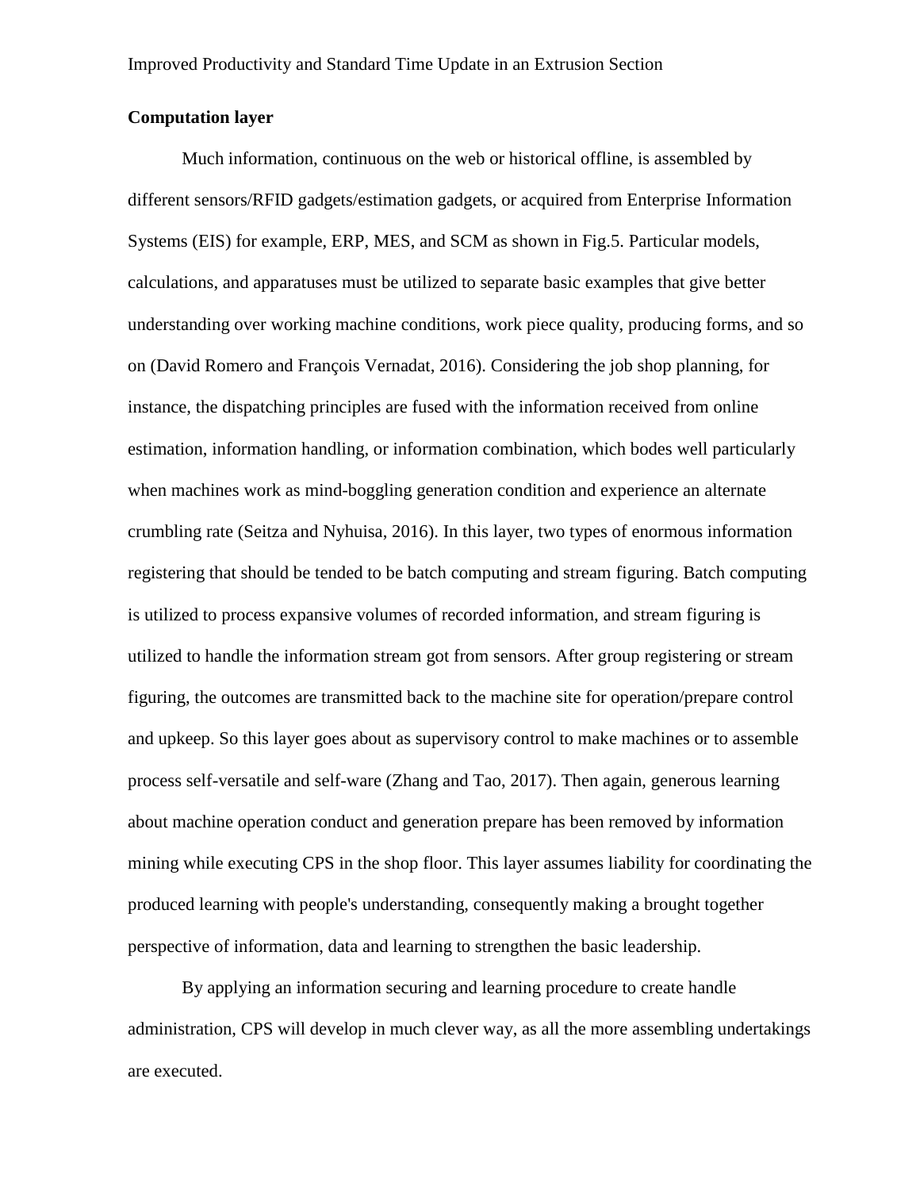**Computation layer**

Much information, continuous on the web or historical offline, is assembled by different sensors/RFID gadgets/estimation gadgets, or acquired from Enterprise Information Systems (EIS) for example, ERP, MES, and SCM as shown in Fig.5. Particular models, calculations, and apparatuses must be utilized to separate basic examples that give better understanding over working machine conditions, work piece quality, producing forms, and so on (David Romero and François Vernadat, 2016). Considering the job shop planning, for instance, the dispatching principles are fused with the information received from online estimation, information handling, or information combination, which bodes well particularly when machines work as mind-boggling generation condition and experience an alternate crumbling rate (Seitza and Nyhuisa, 2016). In this layer, two types of enormous information registering that should be tended to be batch computing and stream figuring. Batch computing is utilized to process expansive volumes of recorded information, and stream figuring is utilized to handle the information stream got from sensors. After group registering or stream figuring, the outcomes are transmitted back to the machine site for operation/prepare control and upkeep. So this layer goes about as supervisory control to make machines or to assemble process self-versatile and self-ware (Zhang and Tao, 2017). Then again, generous learning about machine operation conduct and generation prepare has been removed by information mining while executing CPS in the shop floor. This layer assumes liability for coordinating the produced learning with people's understanding, consequently making a brought together perspective of information, data and learning to strengthen the basic leadership.

By applying an information securing and learning procedure to create handle administration, CPS will develop in much clever way, as all the more assembling undertakings are executed.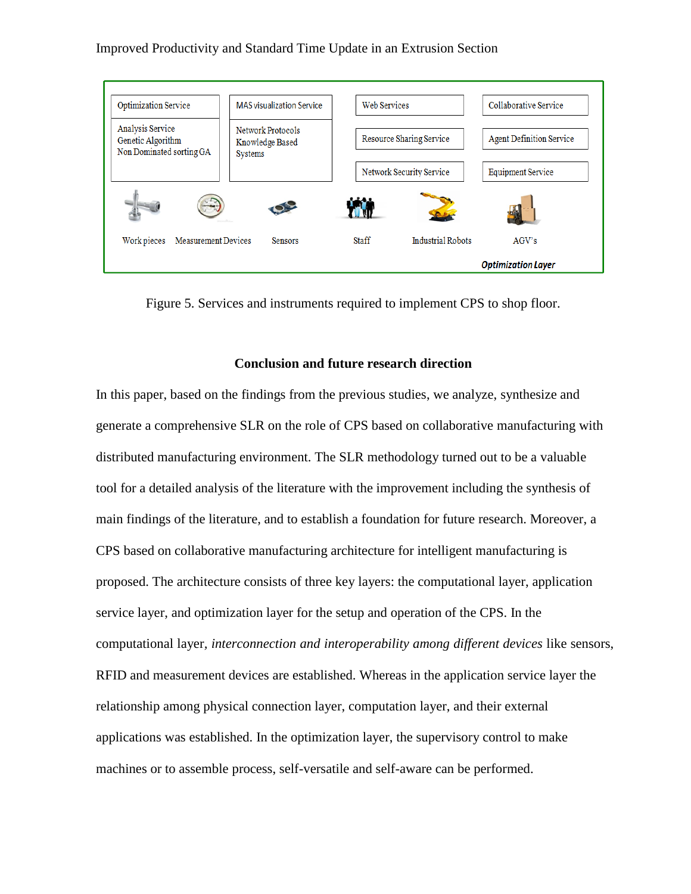| Optimization Service | MAS visualization Service | Web Services | Collaborative Service |
| --- | --- | --- | --- |
| Analysis Service<br>Genetic Algorithm<br>Non Dominated sorting GA | Network Protocols<br>Knowledge Based Systems | Resource Sharing Service | Agent Definition Service |
| | | Network Security Service | Equipment Service |

Work pieces | Measurement Devices | Sensors | Staff | Industrial Robots | AGV's

*Optimization Layer*

Figure 5. Services and instruments required to implement CPS to shop floor.

## Conclusion and future research direction

In this paper, based on the findings from the previous studies, we analyze, synthesize and generate a comprehensive SLR on the role of CPS based on collaborative manufacturing with distributed manufacturing environment. The SLR methodology turned out to be a valuable tool for a detailed analysis of the literature with the improvement including the synthesis of main findings of the literature, and to establish a foundation for future research. Moreover, a CPS based on collaborative manufacturing architecture for intelligent manufacturing is proposed. The architecture consists of three key layers: the computational layer, application service layer, and optimization layer for the setup and operation of the CPS. In the computational layer, *interconnection and interoperability among different devices* like sensors, RFID and measurement devices are established. Whereas in the application service layer the relationship among physical connection layer, computation layer, and their external applications was established. In the optimization layer, the supervisory control to make machines or to assemble process, self-versatile and self-aware can be performed.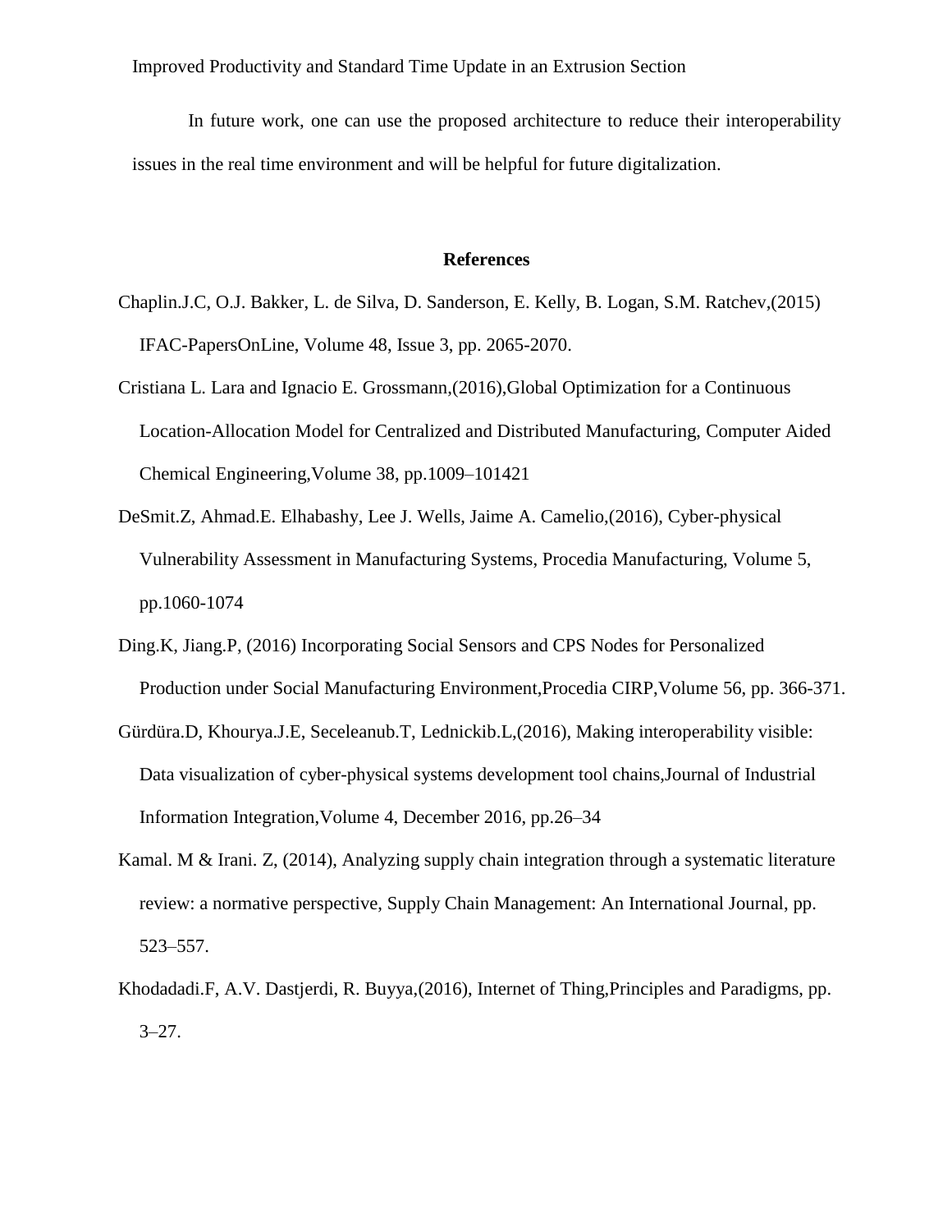In future work, one can use the proposed architecture to reduce their interoperability issues in the real time environment and will be helpful for future digitalization.

## References

Chaplin.J.C, O.J. Bakker, L. de Silva, D. Sanderson, E. Kelly, B. Logan, S.M. Ratchev,(2015) IFAC-PapersOnLine, Volume 48, Issue 3, pp. 2065-2070.

Cristiana L. Lara and Ignacio E. Grossmann,(2016),Global Optimization for a Continuous Location-Allocation Model for Centralized and Distributed Manufacturing, Computer Aided Chemical Engineering,Volume 38, pp.1009–101421

DeSmit.Z, Ahmad.E. Elhabashy, Lee J. Wells, Jaime A. Camelio,(2016), Cyber-physical Vulnerability Assessment in Manufacturing Systems, Procedia Manufacturing, Volume 5, pp.1060-1074

Ding.K, Jiang.P, (2016) Incorporating Social Sensors and CPS Nodes for Personalized Production under Social Manufacturing Environment,Procedia CIRP,Volume 56, pp. 366-371.

Gürdüra.D, Khourya.J.E, Seceleanub.T, Lednickib.L,(2016), Making interoperability visible: Data visualization of cyber-physical systems development tool chains,Journal of Industrial Information Integration,Volume 4, December 2016, pp.26–34

Kamal. M & Irani. Z, (2014), Analyzing supply chain integration through a systematic literature review: a normative perspective, Supply Chain Management: An International Journal, pp. 523–557.

Khodadadi.F, A.V. Dastjerdi, R. Buyya,(2016), Internet of Thing,Principles and Paradigms, pp. 3–27.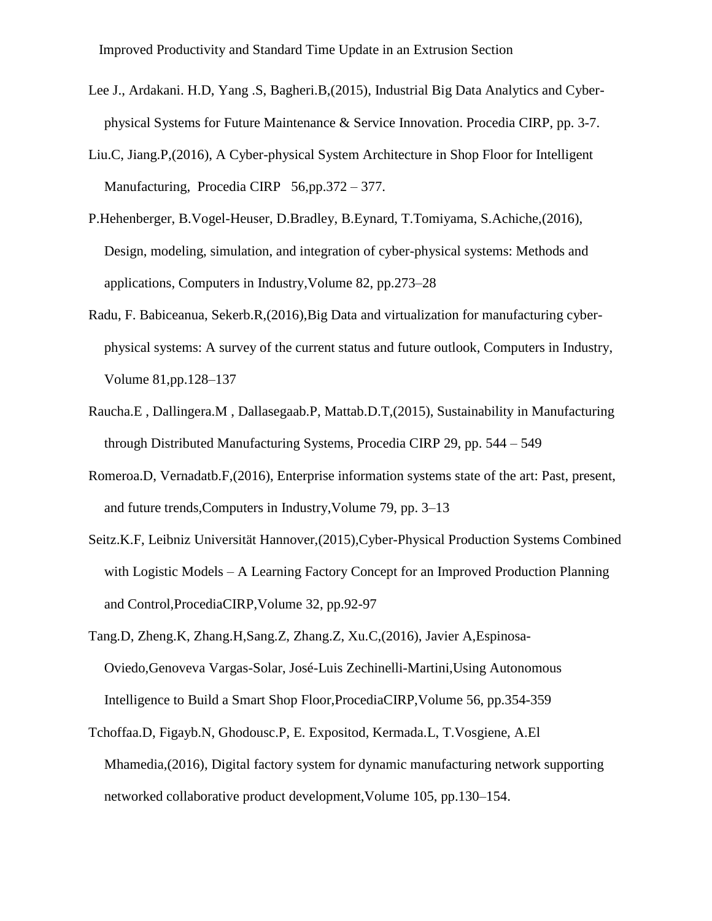Lee J., Ardakani. H.D, Yang .S, Bagheri.B,(2015), Industrial Big Data Analytics and Cyber-physical Systems for Future Maintenance & Service Innovation. Procedia CIRP, pp. 3-7.

Liu.C, Jiang.P,(2016), A Cyber-physical System Architecture in Shop Floor for Intelligent Manufacturing, Procedia CIRP 56,pp.372 – 377.

P.Hehenberger, B.Vogel-Heuser, D.Bradley, B.Eynard, T.Tomiyama, S.Achiche,(2016), Design, modeling, simulation, and integration of cyber-physical systems: Methods and applications, Computers in Industry,Volume 82, pp.273–28

Radu, F. Babiceanua, Sekerb.R,(2016),Big Data and virtualization for manufacturing cyber-physical systems: A survey of the current status and future outlook, Computers in Industry, Volume 81,pp.128–137

Raucha.E , Dallingera.M , Dallasegaab.P, Mattab.D.T,(2015), Sustainability in Manufacturing through Distributed Manufacturing Systems, Procedia CIRP 29, pp. 544 – 549

Romeroa.D, Vernadatb.F,(2016), Enterprise information systems state of the art: Past, present, and future trends,Computers in Industry,Volume 79, pp. 3–13

Seitz.K.F, Leibniz Universität Hannover,(2015),Cyber-Physical Production Systems Combined with Logistic Models – A Learning Factory Concept for an Improved Production Planning and Control,ProcediaCIRP,Volume 32, pp.92-97

Tang.D, Zheng.K, Zhang.H,Sang.Z, Zhang.Z, Xu.C,(2016), Javier A,Espinosa-Oviedo,Genoveva Vargas-Solar, José-Luis Zechinelli-Martini,Using Autonomous Intelligence to Build a Smart Shop Floor,ProcediaCIRP,Volume 56, pp.354-359

Tchoffaa.D, Figayb.N, Ghodousc.P, E. Expositod, Kermada.L, T.Vosgiene, A.El Mhamedia,(2016), Digital factory system for dynamic manufacturing network supporting networked collaborative product development,Volume 105, pp.130–154.